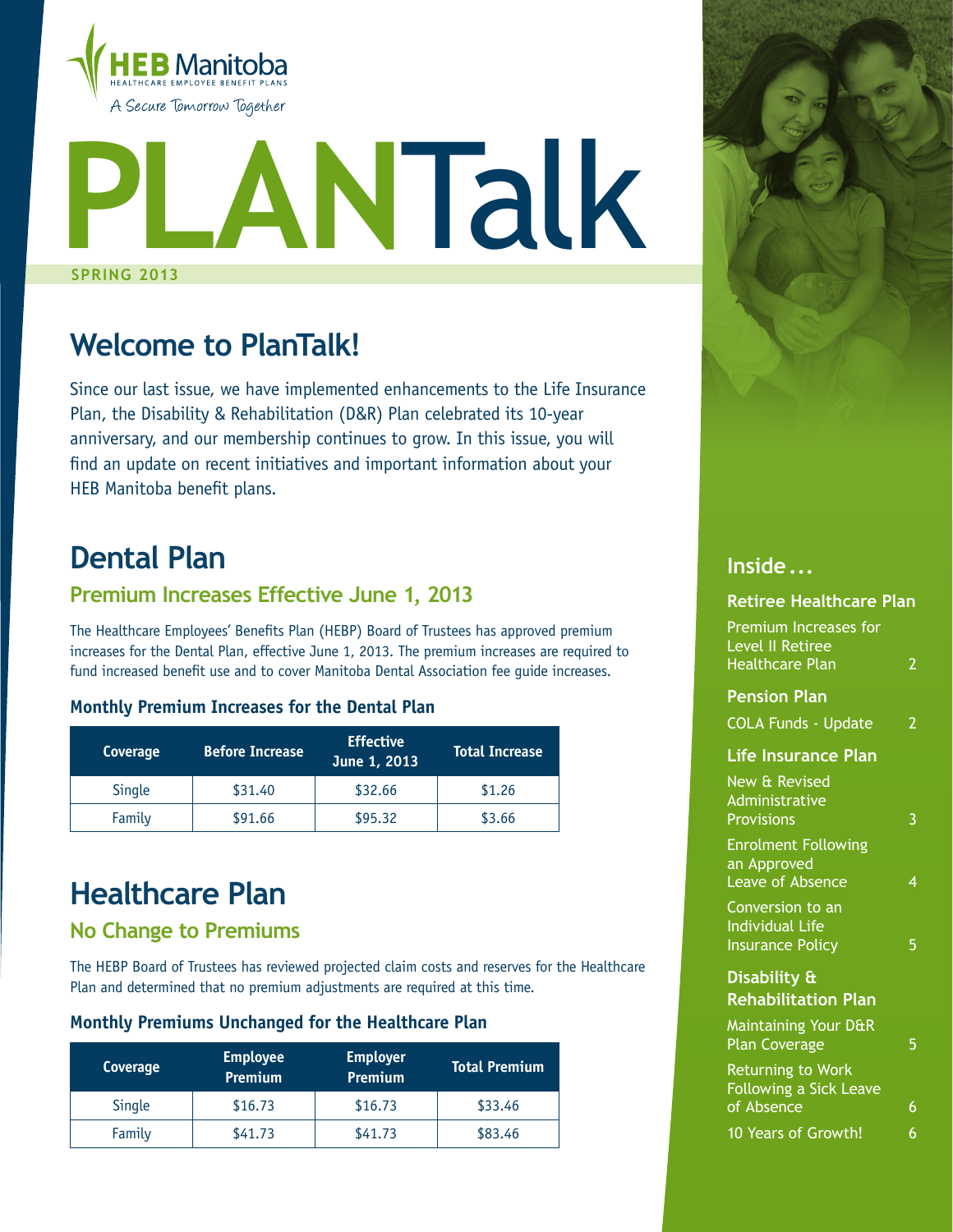HEB Manitoba
HEALTHCARE EMPLOYEE BENEFIT PLANS
*A Secure Tomorrow Together*

# PLANTalk

**SPRING 2013**

## Welcome to PlanTalk!

Since our last issue, we have implemented enhancements to the Life Insurance Plan, the Disability & Rehabilitation (D&R) Plan celebrated its 10-year anniversary, and our membership continues to grow. In this issue, you will find an update on recent initiatives and important information about your HEB Manitoba benefit plans.

## Dental Plan

### Premium Increases Effective June 1, 2013

The Healthcare Employees' Benefits Plan (HEBP) Board of Trustees has approved premium increases for the Dental Plan, effective June 1, 2013. The premium increases are required to fund increased benefit use and to cover Manitoba Dental Association fee guide increases.

#### Monthly Premium Increases for the Dental Plan

| Coverage | Before Increase | Effective June 1, 2013 | Total Increase |
|---|---|---|---|
| Single | $31.40 | $32.66 | $1.26 |
| Family | $91.66 | $95.32 | $3.66 |

## Healthcare Plan

### No Change to Premiums

The HEBP Board of Trustees has reviewed projected claim costs and reserves for the Healthcare Plan and determined that no premium adjustments are required at this time.

#### Monthly Premiums Unchanged for the Healthcare Plan

| Coverage | Employee Premium | Employer Premium | Total Premium |
|---|---|---|---|
| Single | $16.73 | $16.73 | $33.46 |
| Family | $41.73 | $41.73 | $83.46 |

## Inside...

**Retiree Healthcare Plan**
- Premium Increases for Level II Retiree Healthcare Plan — 2

**Pension Plan**
- COLA Funds - Update — 2

**Life Insurance Plan**
- New & Revised Administrative Provisions — 3
- Enrolment Following an Approved Leave of Absence — 4
- Conversion to an Individual Life Insurance Policy — 5

**Disability & Rehabilitation Plan**
- Maintaining Your D&R Plan Coverage — 5
- Returning to Work Following a Sick Leave of Absence — 6
- 10 Years of Growth! — 6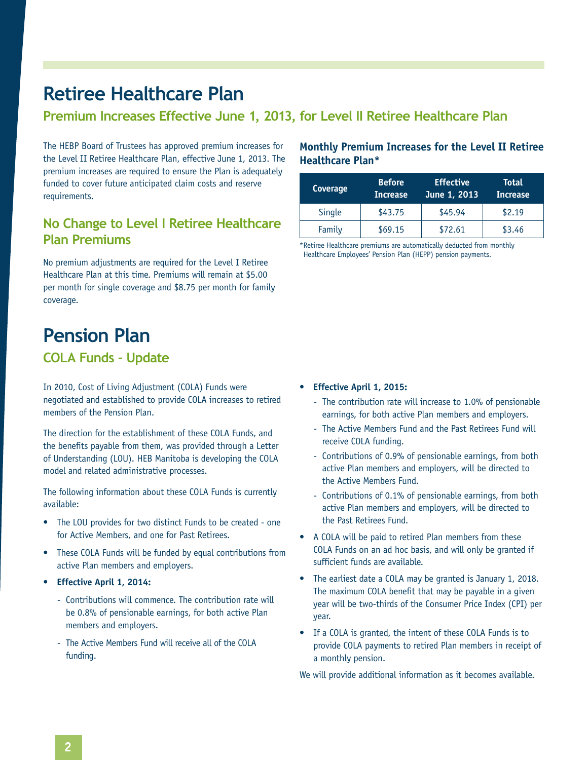# Retiree Healthcare Plan

## Premium Increases Effective June 1, 2013, for Level II Retiree Healthcare Plan

The HEBP Board of Trustees has approved premium increases for the Level II Retiree Healthcare Plan, effective June 1, 2013. The premium increases are required to ensure the Plan is adequately funded to cover future anticipated claim costs and reserve requirements.

### Monthly Premium Increases for the Level II Retiree Healthcare Plan*

| Coverage | Before Increase | Effective June 1, 2013 | Total Increase |
|---|---|---|---|
| Single | $43.75 | $45.94 | $2.19 |
| Family | $69.15 | $72.61 | $3.46 |

*Retiree Healthcare premiums are automatically deducted from monthly Healthcare Employees' Pension Plan (HEPP) pension payments.

## No Change to Level I Retiree Healthcare Plan Premiums

No premium adjustments are required for the Level I Retiree Healthcare Plan at this time. Premiums will remain at $5.00 per month for single coverage and $8.75 per month for family coverage.

# Pension Plan

## COLA Funds - Update

In 2010, Cost of Living Adjustment (COLA) Funds were negotiated and established to provide COLA increases to retired members of the Pension Plan.

The direction for the establishment of these COLA Funds, and the benefits payable from them, was provided through a Letter of Understanding (LOU). HEB Manitoba is developing the COLA model and related administrative processes.

The following information about these COLA Funds is currently available:

- The LOU provides for two distinct Funds to be created - one for Active Members, and one for Past Retirees.
- These COLA Funds will be funded by equal contributions from active Plan members and employers.
- **Effective April 1, 2014:**
  - Contributions will commence. The contribution rate will be 0.8% of pensionable earnings, for both active Plan members and employers.
  - The Active Members Fund will receive all of the COLA funding.
- **Effective April 1, 2015:**
  - The contribution rate will increase to 1.0% of pensionable earnings, for both active Plan members and employers.
  - The Active Members Fund and the Past Retirees Fund will receive COLA funding.
  - Contributions of 0.9% of pensionable earnings, from both active Plan members and employers, will be directed to the Active Members Fund.
  - Contributions of 0.1% of pensionable earnings, from both active Plan members and employers, will be directed to the Past Retirees Fund.
- A COLA will be paid to retired Plan members from these COLA Funds on an ad hoc basis, and will only be granted if sufficient funds are available.
- The earliest date a COLA may be granted is January 1, 2018. The maximum COLA benefit that may be payable in a given year will be two-thirds of the Consumer Price Index (CPI) per year.
- If a COLA is granted, the intent of these COLA Funds is to provide COLA payments to retired Plan members in receipt of a monthly pension.

We will provide additional information as it becomes available.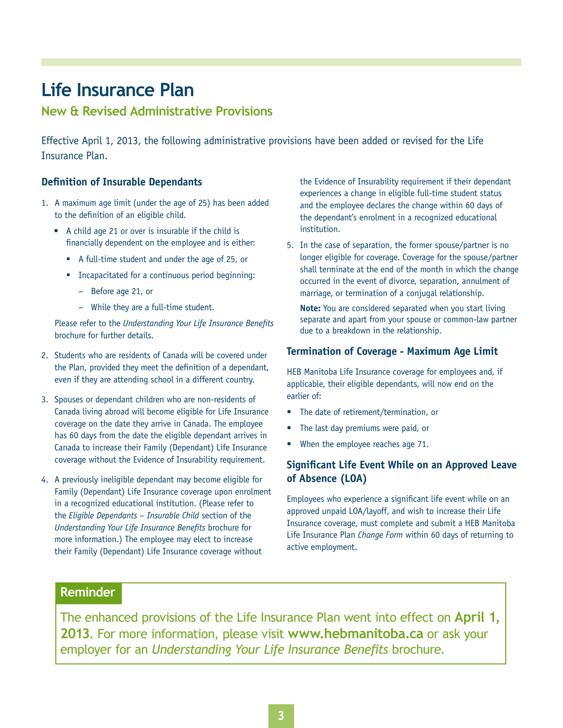# Life Insurance Plan

## New & Revised Administrative Provisions

Effective April 1, 2013, the following administrative provisions have been added or revised for the Life Insurance Plan.

### Definition of Insurable Dependants

1. A maximum age limit (under the age of 25) has been added to the definition of an eligible child.
   - A child age 21 or over is insurable if the child is financially dependent on the employee and is either:
     - A full-time student and under the age of 25, or
     - Incapacitated for a continuous period beginning:
       - Before age 21, or
       - While they are a full-time student.

   Please refer to the *Understanding Your Life Insurance Benefits* brochure for further details.

2. Students who are residents of Canada will be covered under the Plan, provided they meet the definition of a dependant, even if they are attending school in a different country.

3. Spouses or dependant children who are non-residents of Canada living abroad will become eligible for Life Insurance coverage on the date they arrive in Canada. The employee has 60 days from the date the eligible dependant arrives in Canada to increase their Family (Dependant) Life Insurance coverage without the Evidence of Insurability requirement.

4. A previously ineligible dependant may become eligible for Family (Dependant) Life Insurance coverage upon enrolment in a recognized educational institution. (Please refer to the *Eligible Dependants – Insurable Child* section of the *Understanding Your Life Insurance Benefits* brochure for more information.) The employee may elect to increase their Family (Dependant) Life Insurance coverage without the Evidence of Insurability requirement if their dependant experiences a change in eligible full-time student status and the employee declares the change within 60 days of the dependant's enrolment in a recognized educational institution.

5. In the case of separation, the former spouse/partner is no longer eligible for coverage. Coverage for the spouse/partner shall terminate at the end of the month in which the change occurred in the event of divorce, separation, annulment of marriage, or termination of a conjugal relationship.

   **Note:** You are considered separated when you start living separate and apart from your spouse or common-law partner due to a breakdown in the relationship.

### Termination of Coverage - Maximum Age Limit

HEB Manitoba Life Insurance coverage for employees and, if applicable, their eligible dependants, will now end on the earlier of:

- The date of retirement/termination, or
- The last day premiums were paid, or
- When the employee reaches age 71.

### Significant Life Event While on an Approved Leave of Absence (LOA)

Employees who experience a significant life event while on an approved unpaid LOA/layoff, and wish to increase their Life Insurance coverage, must complete and submit a HEB Manitoba Life Insurance Plan *Change Form* within 60 days of returning to active employment.

**Reminder**

The enhanced provisions of the Life Insurance Plan went into effect on **April 1, 2013**. For more information, please visit **www.hebmanitoba.ca** or ask your employer for an *Understanding Your Life Insurance Benefits* brochure.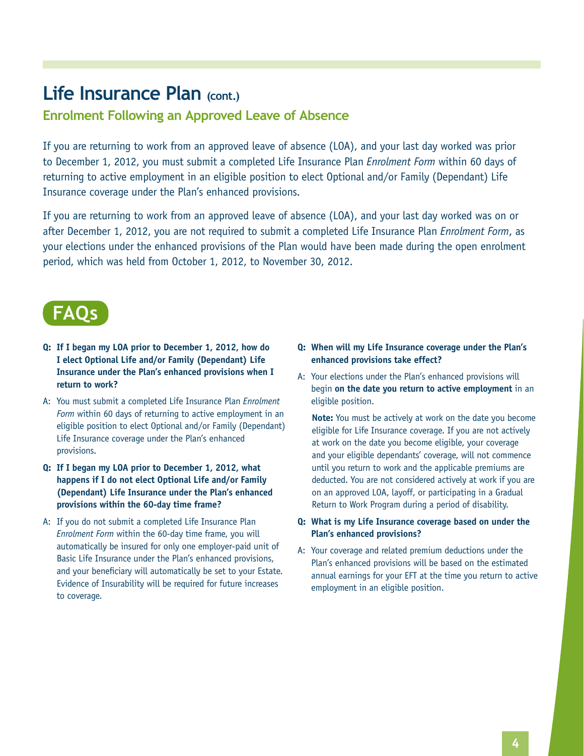# Life Insurance Plan (cont.)

## Enrolment Following an Approved Leave of Absence

If you are returning to work from an approved leave of absence (LOA), and your last day worked was prior to December 1, 2012, you must submit a completed Life Insurance Plan *Enrolment Form* within 60 days of returning to active employment in an eligible position to elect Optional and/or Family (Dependant) Life Insurance coverage under the Plan's enhanced provisions.

If you are returning to work from an approved leave of absence (LOA), and your last day worked was on or after December 1, 2012, you are not required to submit a completed Life Insurance Plan *Enrolment Form*, as your elections under the enhanced provisions of the Plan would have been made during the open enrolment period, which was held from October 1, 2012, to November 30, 2012.

## FAQs

**Q: If I began my LOA prior to December 1, 2012, how do I elect Optional Life and/or Family (Dependant) Life Insurance under the Plan's enhanced provisions when I return to work?**

A: You must submit a completed Life Insurance Plan *Enrolment Form* within 60 days of returning to active employment in an eligible position to elect Optional and/or Family (Dependant) Life Insurance coverage under the Plan's enhanced provisions.

**Q: If I began my LOA prior to December 1, 2012, what happens if I do not elect Optional Life and/or Family (Dependant) Life Insurance under the Plan's enhanced provisions within the 60-day time frame?**

A: If you do not submit a completed Life Insurance Plan *Enrolment Form* within the 60-day time frame, you will automatically be insured for only one employer-paid unit of Basic Life Insurance under the Plan's enhanced provisions, and your beneficiary will automatically be set to your Estate. Evidence of Insurability will be required for future increases to coverage.

**Q: When will my Life Insurance coverage under the Plan's enhanced provisions take effect?**

A: Your elections under the Plan's enhanced provisions will begin **on the date you return to active employment** in an eligible position.

**Note:** You must be actively at work on the date you become eligible for Life Insurance coverage. If you are not actively at work on the date you become eligible, your coverage and your eligible dependants' coverage, will not commence until you return to work and the applicable premiums are deducted. You are not considered actively at work if you are on an approved LOA, layoff, or participating in a Gradual Return to Work Program during a period of disability.

**Q: What is my Life Insurance coverage based on under the Plan's enhanced provisions?**

A: Your coverage and related premium deductions under the Plan's enhanced provisions will be based on the estimated annual earnings for your EFT at the time you return to active employment in an eligible position.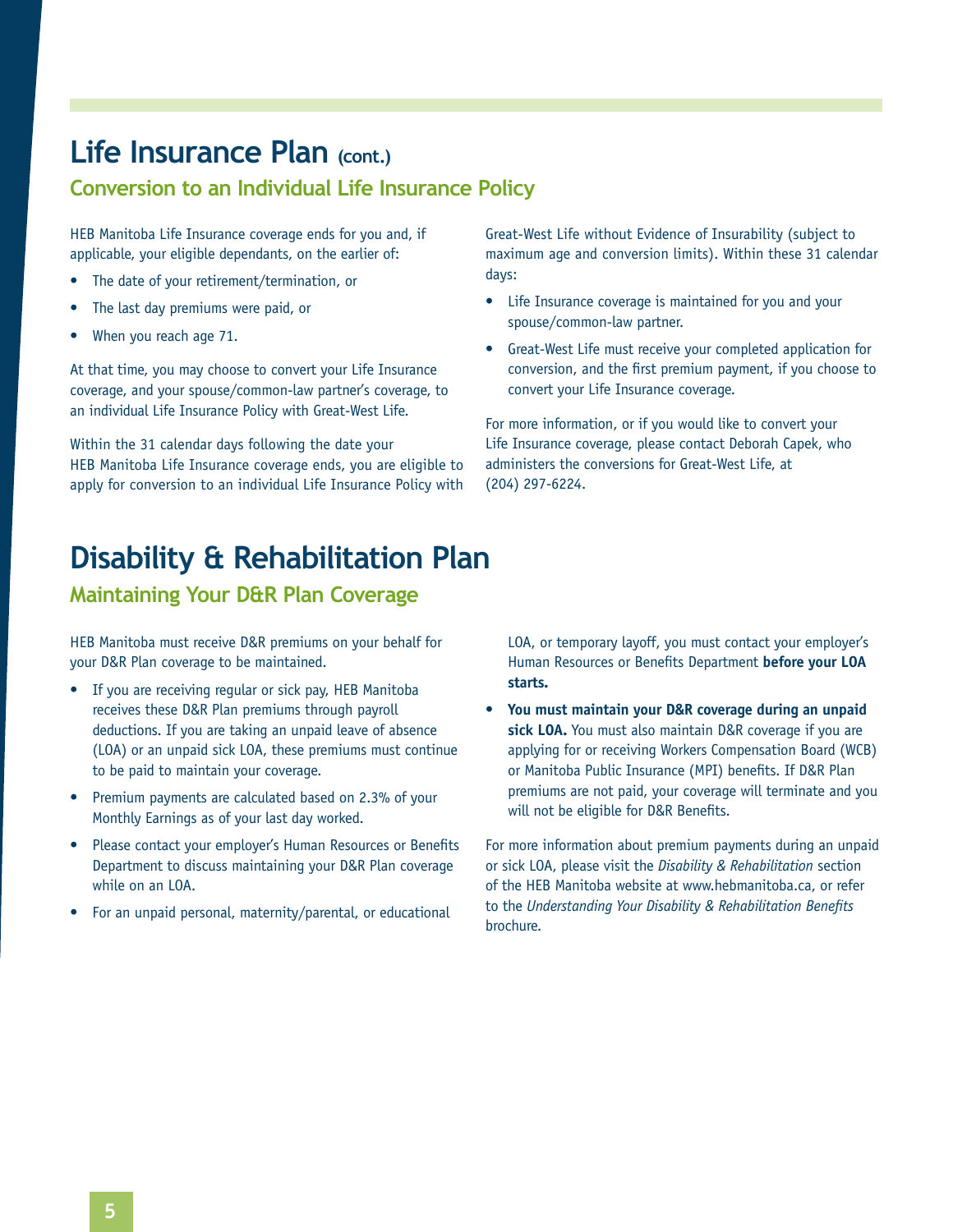# Life Insurance Plan (cont.)

## Conversion to an Individual Life Insurance Policy

HEB Manitoba Life Insurance coverage ends for you and, if applicable, your eligible dependants, on the earlier of:

- The date of your retirement/termination, or
- The last day premiums were paid, or
- When you reach age 71.

At that time, you may choose to convert your Life Insurance coverage, and your spouse/common-law partner's coverage, to an individual Life Insurance Policy with Great-West Life.

Within the 31 calendar days following the date your HEB Manitoba Life Insurance coverage ends, you are eligible to apply for conversion to an individual Life Insurance Policy with Great-West Life without Evidence of Insurability (subject to maximum age and conversion limits). Within these 31 calendar days:

- Life Insurance coverage is maintained for you and your spouse/common-law partner.
- Great-West Life must receive your completed application for conversion, and the first premium payment, if you choose to convert your Life Insurance coverage.

For more information, or if you would like to convert your Life Insurance coverage, please contact Deborah Capek, who administers the conversions for Great-West Life, at (204) 297-6224.

# Disability & Rehabilitation Plan

## Maintaining Your D&R Plan Coverage

HEB Manitoba must receive D&R premiums on your behalf for your D&R Plan coverage to be maintained.

- If you are receiving regular or sick pay, HEB Manitoba receives these D&R Plan premiums through payroll deductions. If you are taking an unpaid leave of absence (LOA) or an unpaid sick LOA, these premiums must continue to be paid to maintain your coverage.
- Premium payments are calculated based on 2.3% of your Monthly Earnings as of your last day worked.
- Please contact your employer's Human Resources or Benefits Department to discuss maintaining your D&R Plan coverage while on an LOA.
- For an unpaid personal, maternity/parental, or educational LOA, or temporary layoff, you must contact your employer's Human Resources or Benefits Department **before your LOA starts.**
- **You must maintain your D&R coverage during an unpaid sick LOA.** You must also maintain D&R coverage if you are applying for or receiving Workers Compensation Board (WCB) or Manitoba Public Insurance (MPI) benefits. If D&R Plan premiums are not paid, your coverage will terminate and you will not be eligible for D&R Benefits.

For more information about premium payments during an unpaid or sick LOA, please visit the *Disability & Rehabilitation* section of the HEB Manitoba website at www.hebmanitoba.ca, or refer to the *Understanding Your Disability & Rehabilitation Benefits* brochure.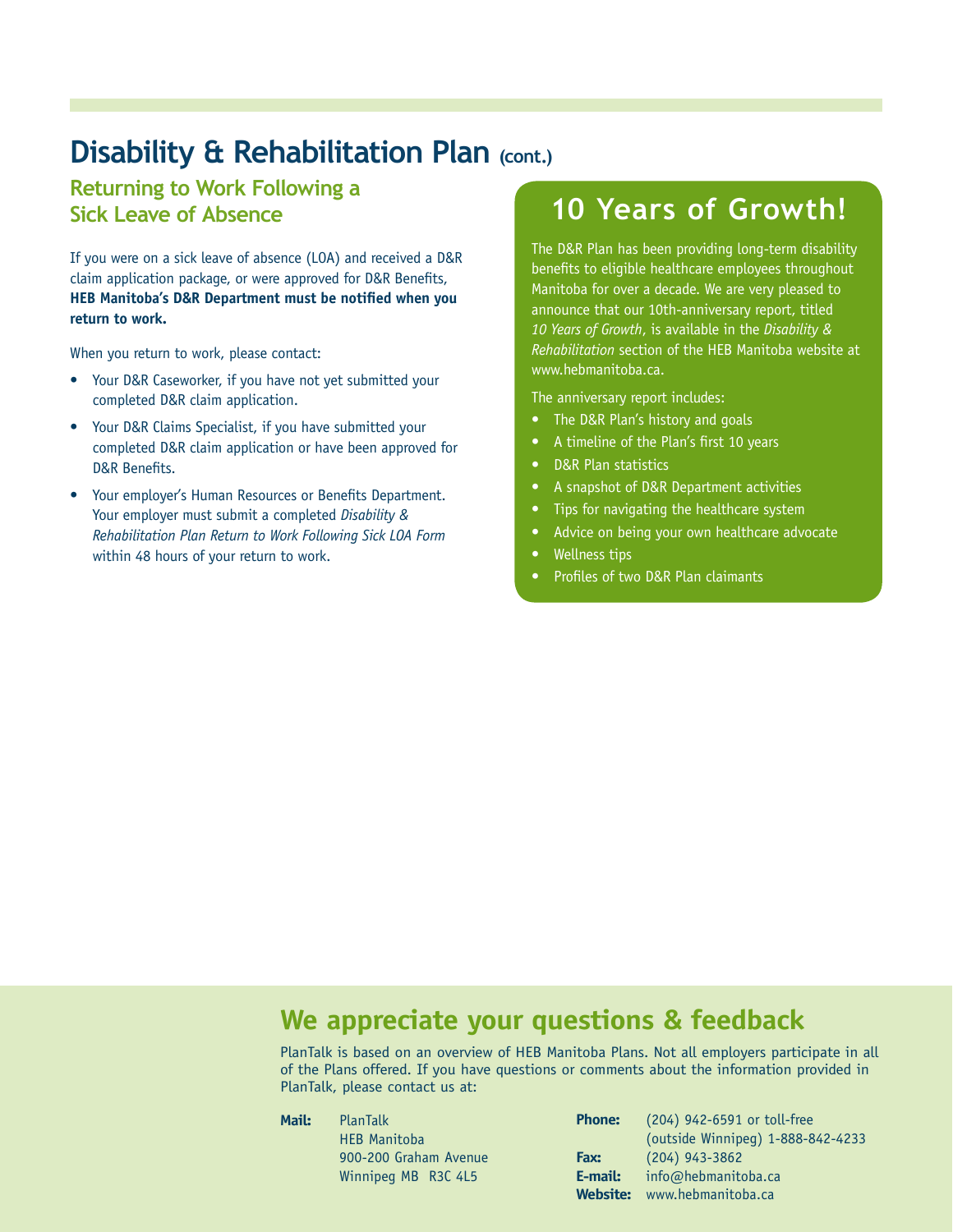# Disability & Rehabilitation Plan (cont.)

## Returning to Work Following a Sick Leave of Absence

If you were on a sick leave of absence (LOA) and received a D&R claim application package, or were approved for D&R Benefits, **HEB Manitoba's D&R Department must be notified when you return to work.**

When you return to work, please contact:

- Your D&R Caseworker, if you have not yet submitted your completed D&R claim application.
- Your D&R Claims Specialist, if you have submitted your completed D&R claim application or have been approved for D&R Benefits.
- Your employer's Human Resources or Benefits Department. Your employer must submit a completed *Disability & Rehabilitation Plan Return to Work Following Sick LOA Form* within 48 hours of your return to work.

## 10 Years of Growth!

The D&R Plan has been providing long-term disability benefits to eligible healthcare employees throughout Manitoba for over a decade. We are very pleased to announce that our 10th-anniversary report, titled *10 Years of Growth*, is available in the *Disability & Rehabilitation* section of the HEB Manitoba website at www.hebmanitoba.ca.

The anniversary report includes:

- The D&R Plan's history and goals
- A timeline of the Plan's first 10 years
- D&R Plan statistics
- A snapshot of D&R Department activities
- Tips for navigating the healthcare system
- Advice on being your own healthcare advocate
- Wellness tips
- Profiles of two D&R Plan claimants

## We appreciate your questions & feedback

PlanTalk is based on an overview of HEB Manitoba Plans. Not all employers participate in all of the Plans offered. If you have questions or comments about the information provided in PlanTalk, please contact us at:

**Mail:**
PlanTalk
HEB Manitoba
900-200 Graham Avenue
Winnipeg MB R3C 4L5

**Phone:** (204) 942-6591 or toll-free (outside Winnipeg) 1-888-842-4233
**Fax:** (204) 943-3862
**E-mail:** info@hebmanitoba.ca
**Website:** www.hebmanitoba.ca